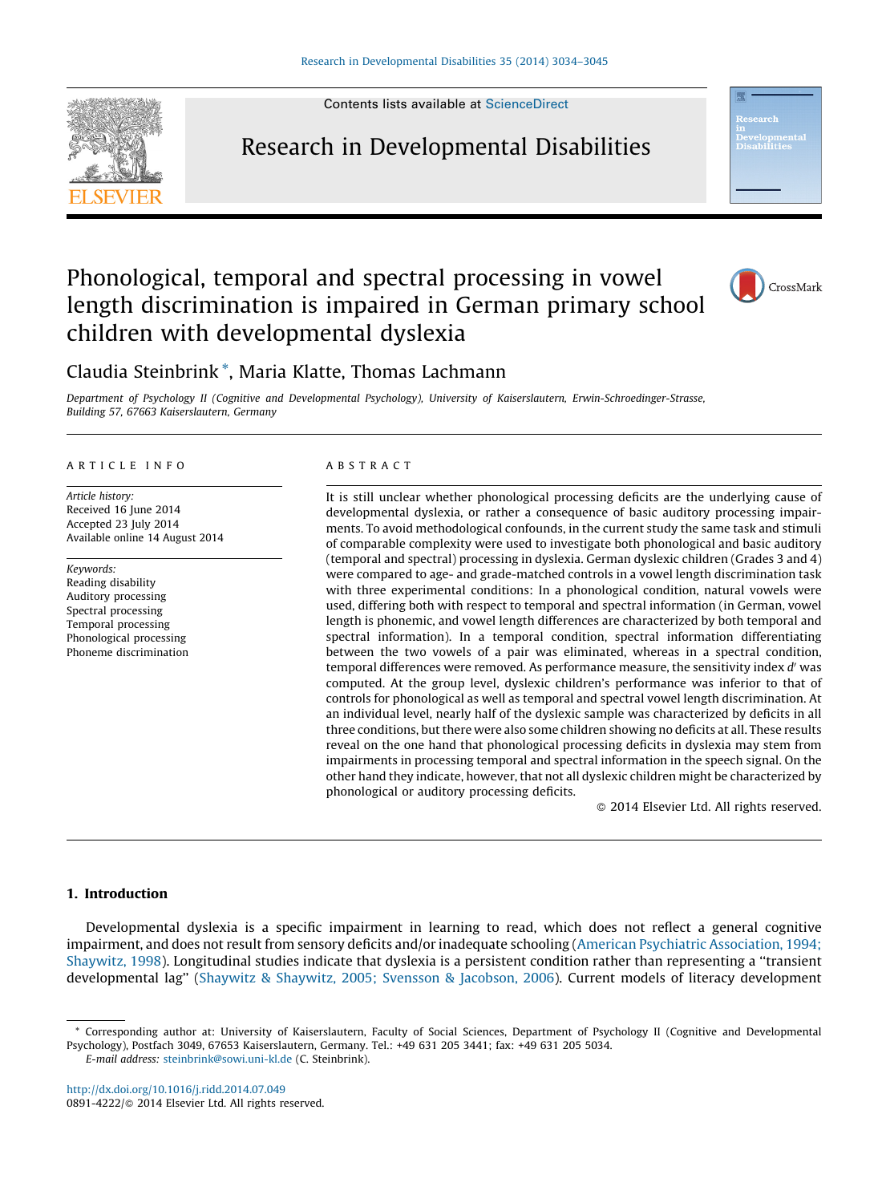Contents lists available at ScienceDirect

# Research in Developmental Disabilities

# Phonological, temporal and spectral processing in vowel length discrimination is impaired in German primary school children with developmental dyslexia

Claudia Steinbrink *, Maria Klatte, Thomas Lachmann

*Department of Psychology II (Cognitive and Developmental Psychology), University of Kaiserslautern, Erwin-Schroedinger-Strasse, Building 57, 67663 Kaiserslautern, Germany*

## ARTICLE INFO

*Article history:*
Received 16 June 2014
Accepted 23 July 2014
Available online 14 August 2014

*Keywords:*
Reading disability
Auditory processing
Spectral processing
Temporal processing
Phonological processing
Phoneme discrimination

## ABSTRACT

It is still unclear whether phonological processing deficits are the underlying cause of developmental dyslexia, or rather a consequence of basic auditory processing impairments. To avoid methodological confounds, in the current study the same task and stimuli of comparable complexity were used to investigate both phonological and basic auditory (temporal and spectral) processing in dyslexia. German dyslexic children (Grades 3 and 4) were compared to age- and grade-matched controls in a vowel length discrimination task with three experimental conditions: In a phonological condition, natural vowels were used, differing both with respect to temporal and spectral information (in German, vowel length is phonemic, and vowel length differences are characterized by both temporal and spectral information). In a temporal condition, spectral information differentiating between the two vowels of a pair was eliminated, whereas in a spectral condition, temporal differences were removed. As performance measure, the sensitivity index $d'$ was computed. At the group level, dyslexic children's performance was inferior to that of controls for phonological as well as temporal and spectral vowel length discrimination. At an individual level, nearly half of the dyslexic sample was characterized by deficits in all three conditions, but there were also some children showing no deficits at all. These results reveal on the one hand that phonological processing deficits in dyslexia may stem from impairments in processing temporal and spectral information in the speech signal. On the other hand they indicate, however, that not all dyslexic children might be characterized by phonological or auditory processing deficits.

© 2014 Elsevier Ltd. All rights reserved.

## 1. Introduction

Developmental dyslexia is a specific impairment in learning to read, which does not reflect a general cognitive impairment, and does not result from sensory deficits and/or inadequate schooling (American Psychiatric Association, 1994; Shaywitz, 1998). Longitudinal studies indicate that dyslexia is a persistent condition rather than representing a "transient developmental lag" (Shaywitz & Shaywitz, 2005; Svensson & Jacobson, 2006). Current models of literacy development

* Corresponding author at: University of Kaiserslautern, Faculty of Social Sciences, Department of Psychology II (Cognitive and Developmental Psychology), Postfach 3049, 67653 Kaiserslautern, Germany. Tel.: +49 631 205 3441; fax: +49 631 205 5034.
*E-mail address:* steinbrink@sowi.uni-kl.de (C. Steinbrink).

http://dx.doi.org/10.1016/j.ridd.2014.07.049
0891-4222/© 2014 Elsevier Ltd. All rights reserved.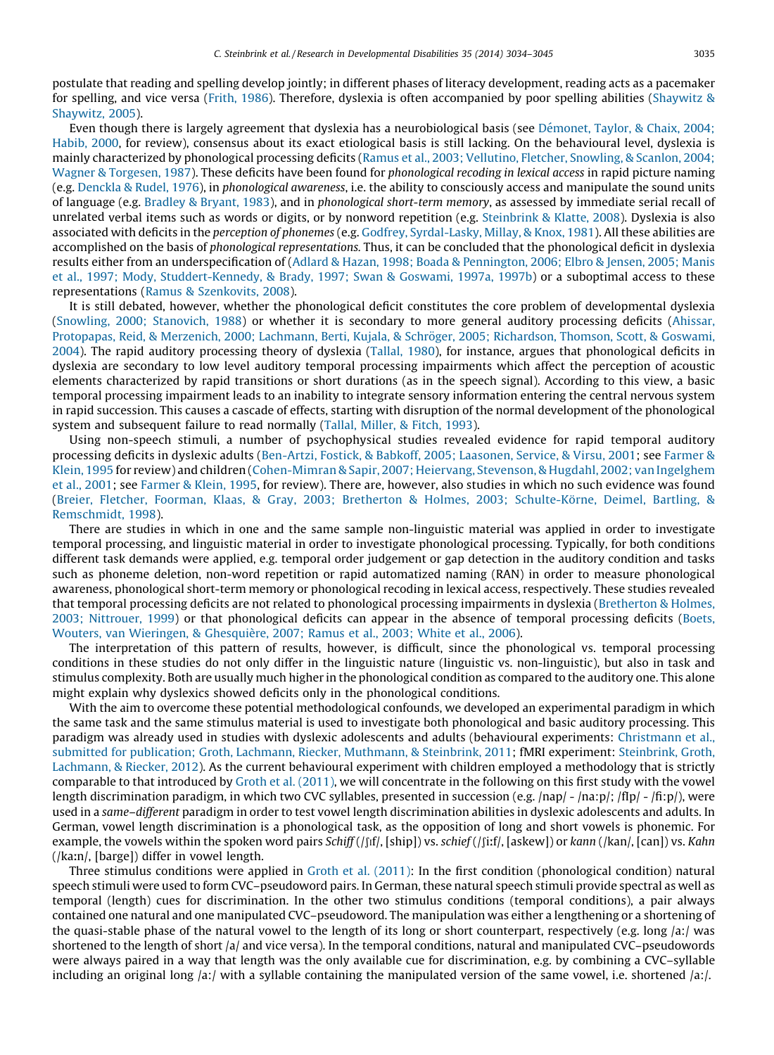postulate that reading and spelling develop jointly; in different phases of literacy development, reading acts as a pacemaker for spelling, and vice versa (Frith, 1986). Therefore, dyslexia is often accompanied by poor spelling abilities (Shaywitz & Shaywitz, 2005).

Even though there is largely agreement that dyslexia has a neurobiological basis (see Démonet, Taylor, & Chaix, 2004; Habib, 2000, for review), consensus about its exact etiological basis is still lacking. On the behavioural level, dyslexia is mainly characterized by phonological processing deficits (Ramus et al., 2003; Vellutino, Fletcher, Snowling, & Scanlon, 2004; Wagner & Torgesen, 1987). These deficits have been found for *phonological recoding in lexical access* in rapid picture naming (e.g. Denckla & Rudel, 1976), in *phonological awareness*, i.e. the ability to consciously access and manipulate the sound units of language (e.g. Bradley & Bryant, 1983), and in *phonological short-term memory*, as assessed by immediate serial recall of unrelated verbal items such as words or digits, or by nonword repetition (e.g. Steinbrink & Klatte, 2008). Dyslexia is also associated with deficits in the *perception of phonemes* (e.g. Godfrey, Syrdal-Lasky, Millay, & Knox, 1981). All these abilities are accomplished on the basis of *phonological representations.* Thus, it can be concluded that the phonological deficit in dyslexia results either from an underspecification of (Adlard & Hazan, 1998; Boada & Pennington, 2006; Elbro & Jensen, 2005; Manis et al., 1997; Mody, Studdert-Kennedy, & Brady, 1997; Swan & Goswami, 1997a, 1997b) or a suboptimal access to these representations (Ramus & Szenkovits, 2008).

It is still debated, however, whether the phonological deficit constitutes the core problem of developmental dyslexia (Snowling, 2000; Stanovich, 1988) or whether it is secondary to more general auditory processing deficits (Ahissar, Protopapas, Reid, & Merzenich, 2000; Lachmann, Berti, Kujala, & Schröger, 2005; Richardson, Thomson, Scott, & Goswami, 2004). The rapid auditory processing theory of dyslexia (Tallal, 1980), for instance, argues that phonological deficits in dyslexia are secondary to low level auditory temporal processing impairments which affect the perception of acoustic elements characterized by rapid transitions or short durations (as in the speech signal). According to this view, a basic temporal processing impairment leads to an inability to integrate sensory information entering the central nervous system in rapid succession. This causes a cascade of effects, starting with disruption of the normal development of the phonological system and subsequent failure to read normally (Tallal, Miller, & Fitch, 1993).

Using non-speech stimuli, a number of psychophysical studies revealed evidence for rapid temporal auditory processing deficits in dyslexic adults (Ben-Artzi, Fostick, & Babkoff, 2005; Laasonen, Service, & Virsu, 2001; see Farmer & Klein, 1995 for review) and children (Cohen-Mimran & Sapir, 2007; Heiervang, Stevenson, & Hugdahl, 2002; van Ingelghem et al., 2001; see Farmer & Klein, 1995, for review). There are, however, also studies in which no such evidence was found (Breier, Fletcher, Foorman, Klaas, & Gray, 2003; Bretherton & Holmes, 2003; Schulte-Körne, Deimel, Bartling, & Remschmidt, 1998).

There are studies in which in one and the same sample non-linguistic material was applied in order to investigate temporal processing, and linguistic material in order to investigate phonological processing. Typically, for both conditions different task demands were applied, e.g. temporal order judgement or gap detection in the auditory condition and tasks such as phoneme deletion, non-word repetition or rapid automatized naming (RAN) in order to measure phonological awareness, phonological short-term memory or phonological recoding in lexical access, respectively. These studies revealed that temporal processing deficits are not related to phonological processing impairments in dyslexia (Bretherton & Holmes, 2003; Nittrouer, 1999) or that phonological deficits can appear in the absence of temporal processing deficits (Boets, Wouters, van Wieringen, & Ghesquière, 2007; Ramus et al., 2003; White et al., 2006).

The interpretation of this pattern of results, however, is difficult, since the phonological vs. temporal processing conditions in these studies do not only differ in the linguistic nature (linguistic vs. non-linguistic), but also in task and stimulus complexity. Both are usually much higher in the phonological condition as compared to the auditory one. This alone might explain why dyslexics showed deficits only in the phonological conditions.

With the aim to overcome these potential methodological confounds, we developed an experimental paradigm in which the same task and the same stimulus material is used to investigate both phonological and basic auditory processing. This paradigm was already used in studies with dyslexic adolescents and adults (behavioural experiments: Christmann et al., submitted for publication; Groth, Lachmann, Riecker, Muthmann, & Steinbrink, 2011; fMRI experiment: Steinbrink, Groth, Lachmann, & Riecker, 2012). As the current behavioural experiment with children employed a methodology that is strictly comparable to that introduced by Groth et al. (2011), we will concentrate in the following on this first study with the vowel length discrimination paradigm, in which two CVC syllables, presented in succession (e.g. /nap/ - /na:p/; /fIp/ - /fi:p/), were used in a *same–different* paradigm in order to test vowel length discrimination abilities in dyslexic adolescents and adults. In German, vowel length discrimination is a phonological task, as the opposition of long and short vowels is phonemic. For example, the vowels within the spoken word pairs *Schiff* (/ʃɪf/, [ship]) vs. *schief* (/ʃi:f/, [askew]) or *kann* (/kan/, [can]) vs. *Kahn* (/ka:n/, [barge]) differ in vowel length.

Three stimulus conditions were applied in Groth et al. (2011): In the first condition (phonological condition) natural speech stimuli were used to form CVC–pseudoword pairs. In German, these natural speech stimuli provide spectral as well as temporal (length) cues for discrimination. In the other two stimulus conditions (temporal conditions), a pair always contained one natural and one manipulated CVC–pseudoword. The manipulation was either a lengthening or a shortening of the quasi-stable phase of the natural vowel to the length of its long or short counterpart, respectively (e.g. long /a:/ was shortened to the length of short /a/ and vice versa). In the temporal conditions, natural and manipulated CVC–pseudowords were always paired in a way that length was the only available cue for discrimination, e.g. by combining a CVC–syllable including an original long /a:/ with a syllable containing the manipulated version of the same vowel, i.e. shortened /a:/.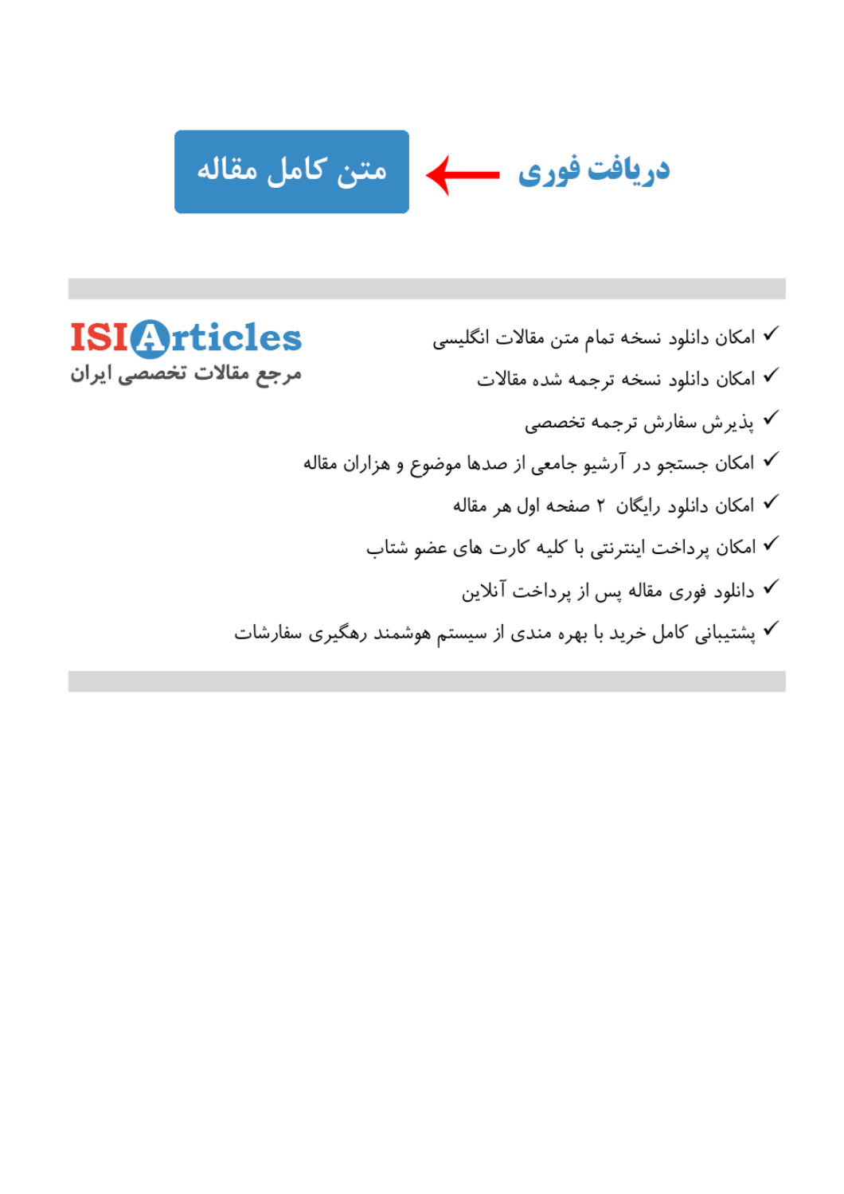دریافت فوری ← متن کامل مقاله

**ISIArticles**
مرجع مقالات تخصصی ایران

- ✓ امکان دانلود نسخه تمام متن مقالات انگلیسی
- ✓ امکان دانلود نسخه ترجمه شده مقالات
- ✓ پذیرش سفارش ترجمه تخصصی
- ✓ امکان جستجو در آرشیو جامعی از صدها موضوع و هزاران مقاله
- ✓ امکان دانلود رایگان ۲ صفحه اول هر مقاله
- ✓ امکان پرداخت اینترنتی با کلیه کارت های عضو شتاب
- ✓ دانلود فوری مقاله پس از پرداخت آنلاین
- ✓ پشتیبانی کامل خرید با بهره مندی از سیستم هوشمند رهگیری سفارشات